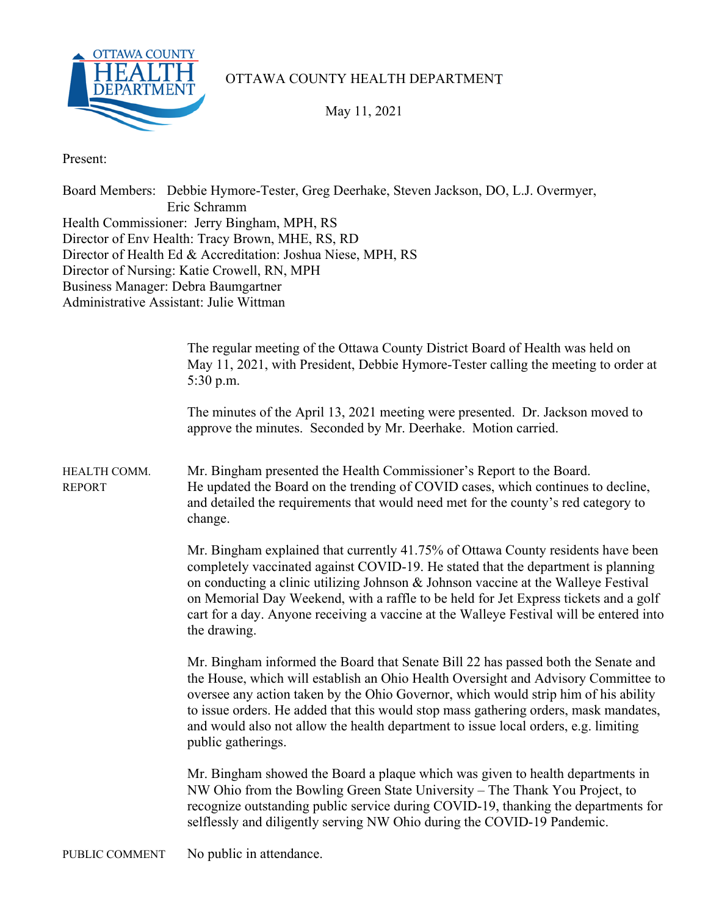# OTTAWA COUNTY HEALTH DEPARTMENT

May 11, 2021

Present:

Board Members: Debbie Hymore-Tester, Greg Deerhake, Steven Jackson, DO, L.J. Overmyer, Eric Schramm
Health Commissioner: Jerry Bingham, MPH, RS
Director of Env Health: Tracy Brown, MHE, RS, RD
Director of Health Ed & Accreditation: Joshua Niese, MPH, RS
Director of Nursing: Katie Crowell, RN, MPH
Business Manager: Debra Baumgartner
Administrative Assistant: Julie Wittman

The regular meeting of the Ottawa County District Board of Health was held on May 11, 2021, with President, Debbie Hymore-Tester calling the meeting to order at 5:30 p.m.

The minutes of the April 13, 2021 meeting were presented. Dr. Jackson moved to approve the minutes. Seconded by Mr. Deerhake. Motion carried.

**HEALTH COMM. REPORT**

Mr. Bingham presented the Health Commissioner's Report to the Board. He updated the Board on the trending of COVID cases, which continues to decline, and detailed the requirements that would need met for the county's red category to change.

Mr. Bingham explained that currently 41.75% of Ottawa County residents have been completely vaccinated against COVID-19. He stated that the department is planning on conducting a clinic utilizing Johnson & Johnson vaccine at the Walleye Festival on Memorial Day Weekend, with a raffle to be held for Jet Express tickets and a golf cart for a day. Anyone receiving a vaccine at the Walleye Festival will be entered into the drawing.

Mr. Bingham informed the Board that Senate Bill 22 has passed both the Senate and the House, which will establish an Ohio Health Oversight and Advisory Committee to oversee any action taken by the Ohio Governor, which would strip him of his ability to issue orders. He added that this would stop mass gathering orders, mask mandates, and would also not allow the health department to issue local orders, e.g. limiting public gatherings.

Mr. Bingham showed the Board a plaque which was given to health departments in NW Ohio from the Bowling Green State University – The Thank You Project, to recognize outstanding public service during COVID-19, thanking the departments for selflessly and diligently serving NW Ohio during the COVID-19 Pandemic.

**PUBLIC COMMENT**

No public in attendance.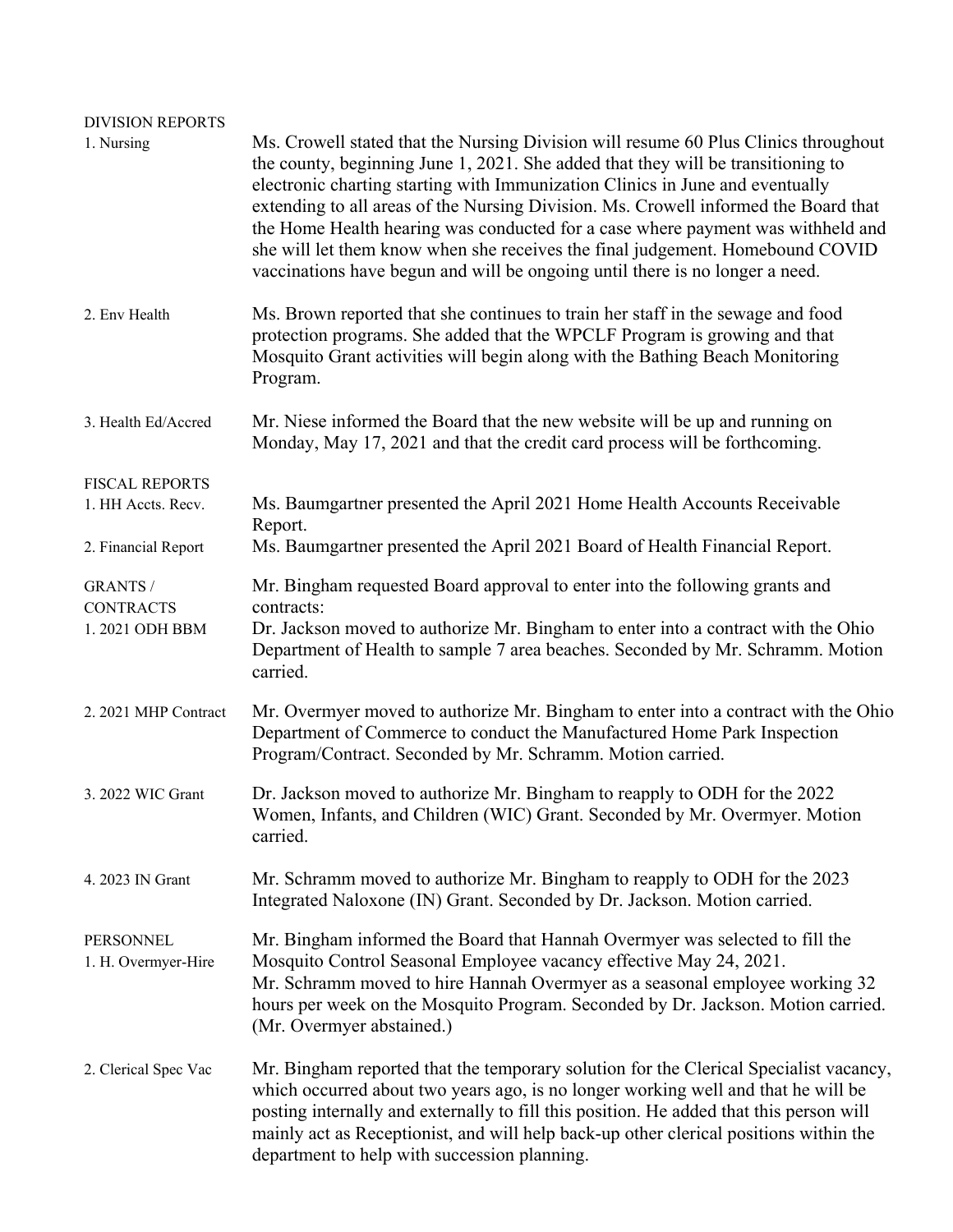DIVISION REPORTS

1. Nursing

Ms. Crowell stated that the Nursing Division will resume 60 Plus Clinics throughout the county, beginning June 1, 2021. She added that they will be transitioning to electronic charting starting with Immunization Clinics in June and eventually extending to all areas of the Nursing Division. Ms. Crowell informed the Board that the Home Health hearing was conducted for a case where payment was withheld and she will let them know when she receives the final judgement. Homebound COVID vaccinations have begun and will be ongoing until there is no longer a need.

2. Env Health

Ms. Brown reported that she continues to train her staff in the sewage and food protection programs. She added that the WPCLF Program is growing and that Mosquito Grant activities will begin along with the Bathing Beach Monitoring Program.

3. Health Ed/Accred

Mr. Niese informed the Board that the new website will be up and running on Monday, May 17, 2021 and that the credit card process will be forthcoming.

FISCAL REPORTS

1. HH Accts. Recv.

Ms. Baumgartner presented the April 2021 Home Health Accounts Receivable Report.

2. Financial Report

Ms. Baumgartner presented the April 2021 Board of Health Financial Report.

GRANTS / CONTRACTS

Mr. Bingham requested Board approval to enter into the following grants and contracts:

1. 2021 ODH BBM

Dr. Jackson moved to authorize Mr. Bingham to enter into a contract with the Ohio Department of Health to sample 7 area beaches. Seconded by Mr. Schramm. Motion carried.

2. 2021 MHP Contract

Mr. Overmyer moved to authorize Mr. Bingham to enter into a contract with the Ohio Department of Commerce to conduct the Manufactured Home Park Inspection Program/Contract. Seconded by Mr. Schramm. Motion carried.

3. 2022 WIC Grant

Dr. Jackson moved to authorize Mr. Bingham to reapply to ODH for the 2022 Women, Infants, and Children (WIC) Grant. Seconded by Mr. Overmyer. Motion carried.

4. 2023 IN Grant

Mr. Schramm moved to authorize Mr. Bingham to reapply to ODH for the 2023 Integrated Naloxone (IN) Grant. Seconded by Dr. Jackson. Motion carried.

PERSONNEL

1. H. Overmyer-Hire

Mr. Bingham informed the Board that Hannah Overmyer was selected to fill the Mosquito Control Seasonal Employee vacancy effective May 24, 2021.
Mr. Schramm moved to hire Hannah Overmyer as a seasonal employee working 32 hours per week on the Mosquito Program. Seconded by Dr. Jackson. Motion carried. (Mr. Overmyer abstained.)

2. Clerical Spec Vac

Mr. Bingham reported that the temporary solution for the Clerical Specialist vacancy, which occurred about two years ago, is no longer working well and that he will be posting internally and externally to fill this position. He added that this person will mainly act as Receptionist, and will help back-up other clerical positions within the department to help with succession planning.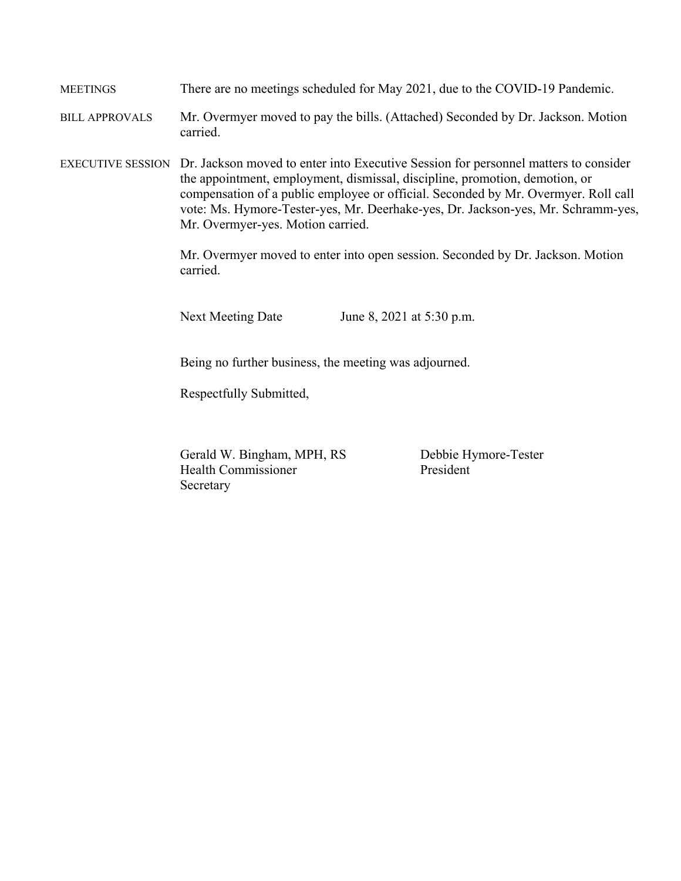MEETINGS — There are no meetings scheduled for May 2021, due to the COVID-19 Pandemic.

BILL APPROVALS — Mr. Overmyer moved to pay the bills. (Attached) Seconded by Dr. Jackson. Motion carried.

EXECUTIVE SESSION — Dr. Jackson moved to enter into Executive Session for personnel matters to consider the appointment, employment, dismissal, discipline, promotion, demotion, or compensation of a public employee or official. Seconded by Mr. Overmyer. Roll call vote: Ms. Hymore-Tester-yes, Mr. Deerhake-yes, Dr. Jackson-yes, Mr. Schramm-yes, Mr. Overmyer-yes. Motion carried.

Mr. Overmyer moved to enter into open session. Seconded by Dr. Jackson. Motion carried.

Next Meeting Date June 8, 2021 at 5:30 p.m.

Being no further business, the meeting was adjourned.

Respectfully Submitted,

Gerald W. Bingham, MPH, RS
Health Commissioner
Secretary

Debbie Hymore-Tester
President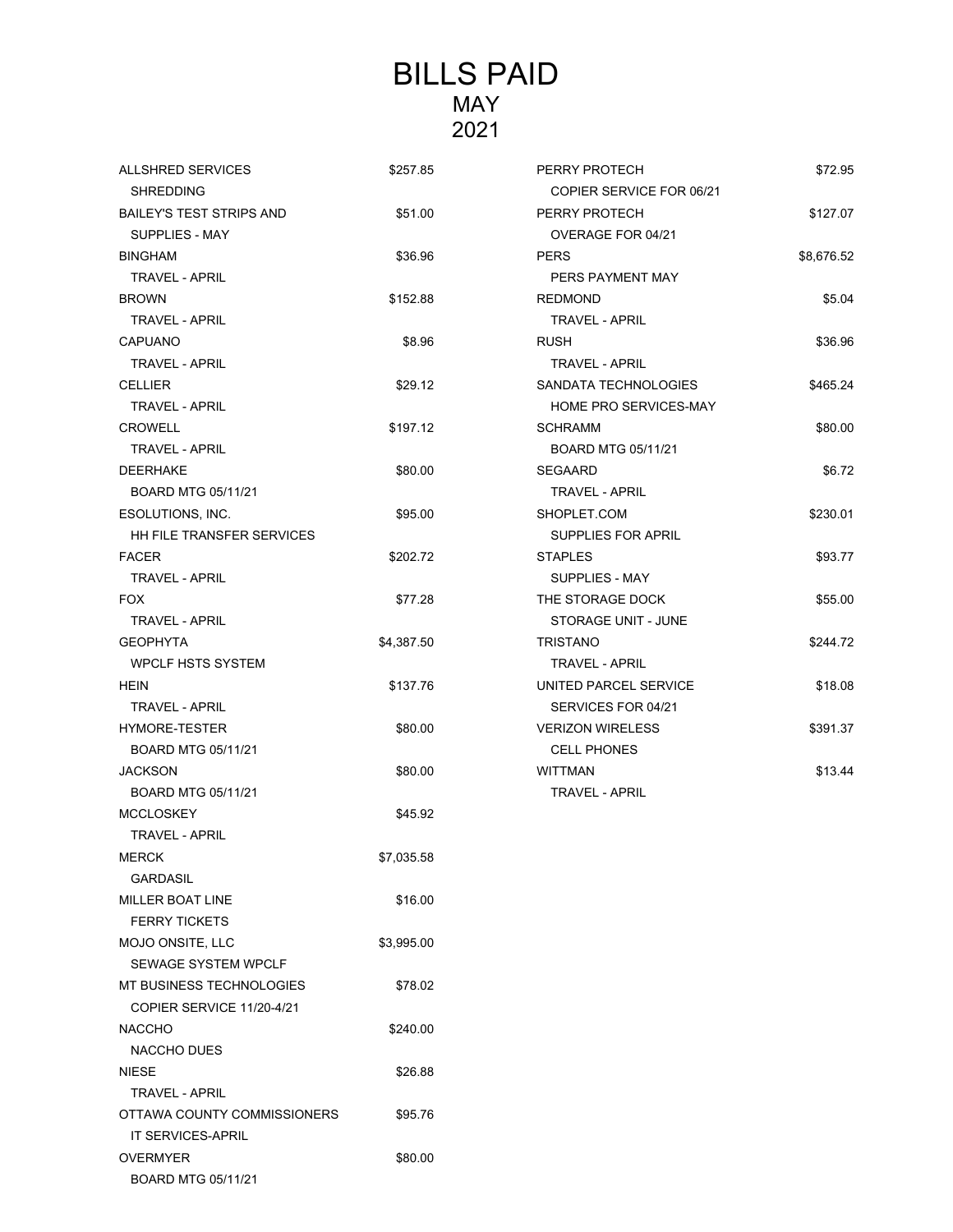# BILLS PAID

## MAY

## 2021

| | |
|---|---|
| ALLSHRED SERVICES<br>SHREDDING | $257.85 |
| BAILEY'S TEST STRIPS AND<br>SUPPLIES - MAY | $51.00 |
| BINGHAM<br>TRAVEL - APRIL | $36.96 |
| BROWN<br>TRAVEL - APRIL | $152.88 |
| CAPUANO<br>TRAVEL - APRIL | $8.96 |
| CELLIER<br>TRAVEL - APRIL | $29.12 |
| CROWELL<br>TRAVEL - APRIL | $197.12 |
| DEERHAKE<br>BOARD MTG 05/11/21 | $80.00 |
| ESOLUTIONS, INC.<br>HH FILE TRANSFER SERVICES | $95.00 |
| FACER<br>TRAVEL - APRIL | $202.72 |
| FOX<br>TRAVEL - APRIL | $77.28 |
| GEOPHYTA<br>WPCLF HSTS SYSTEM | $4,387.50 |
| HEIN<br>TRAVEL - APRIL | $137.76 |
| HYMORE-TESTER<br>BOARD MTG 05/11/21 | $80.00 |
| JACKSON<br>BOARD MTG 05/11/21 | $80.00 |
| MCCLOSKEY<br>TRAVEL - APRIL | $45.92 |
| MERCK<br>GARDASIL | $7,035.58 |
| MILLER BOAT LINE<br>FERRY TICKETS | $16.00 |
| MOJO ONSITE, LLC<br>SEWAGE SYSTEM WPCLF | $3,995.00 |
| MT BUSINESS TECHNOLOGIES<br>COPIER SERVICE 11/20-4/21 | $78.02 |
| NACCHO<br>NACCHO DUES | $240.00 |
| NIESE<br>TRAVEL - APRIL | $26.88 |
| OTTAWA COUNTY COMMISSIONERS<br>IT SERVICES-APRIL | $95.76 |
| OVERMYER<br>BOARD MTG 05/11/21 | $80.00 |
| PERRY PROTECH<br>COPIER SERVICE FOR 06/21 | $72.95 |
| PERRY PROTECH<br>OVERAGE FOR 04/21 | $127.07 |
| PERS<br>PERS PAYMENT MAY | $8,676.52 |
| REDMOND<br>TRAVEL - APRIL | $5.04 |
| RUSH<br>TRAVEL - APRIL | $36.96 |
| SANDATA TECHNOLOGIES<br>HOME PRO SERVICES-MAY | $465.24 |
| SCHRAMM<br>BOARD MTG 05/11/21 | $80.00 |
| SEGAARD<br>TRAVEL - APRIL | $6.72 |
| SHOPLET.COM<br>SUPPLIES FOR APRIL | $230.01 |
| STAPLES<br>SUPPLIES - MAY | $93.77 |
| THE STORAGE DOCK<br>STORAGE UNIT - JUNE | $55.00 |
| TRISTANO<br>TRAVEL - APRIL | $244.72 |
| UNITED PARCEL SERVICE<br>SERVICES FOR 04/21 | $18.08 |
| VERIZON WIRELESS<br>CELL PHONES | $391.37 |
| WITTMAN<br>TRAVEL - APRIL | $13.44 |